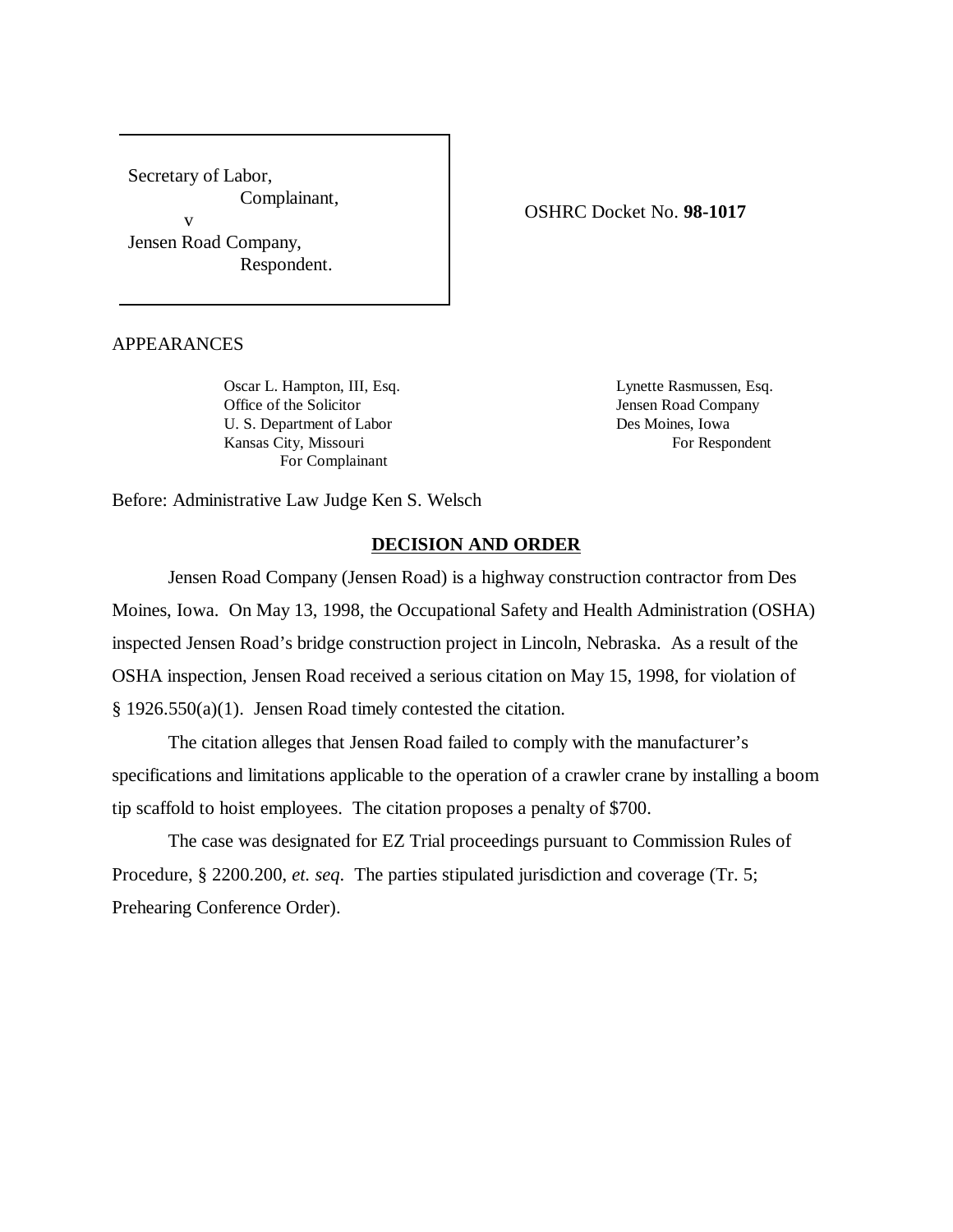Secretary of Label,
Complainant,
v
Jensen Road Company,
Respondent.

OSHRC Docket No. **98-1017**

APPEARANCES

Oscar L. Hampton, III, Esq.
Office of the Solicitor
U. S. Department of Labor
Kansas City, Missouri
For Complainant

Lynette Rasmussen, Esq.
Jensen Road Company
Des Moines, Iowa
For Respondent

Before: Administrative Law Judge Ken S. Welsch

## DECISION AND ORDER

Jensen Road Company (Jensen Road) is a highway construction contractor from Des Moines, Iowa. On May 13, 1998, the Occupational Safety and Health Administration (OSHA) inspected Jensen Road's bridge construction project in Lincoln, Nebraska. As a result of the OSHA inspection, Jensen Road received a serious citation on May 15, 1998, for violation of § 1926.550(a)(1). Jensen Road timely contested the citation.

The citation alleges that Jensen Road failed to comply with the manufacturer's specifications and limitations applicable to the operation of a crawler crane by installing a boom tip scaffold to hoist employees. The citation proposes a penalty of $700.

The case was designated for EZ Trial proceedings pursuant to Commission Rules of Procedure, § 2200.200, *et. seq*. The parties stipulated jurisdiction and coverage (Tr. 5; Prehearing Conference Order).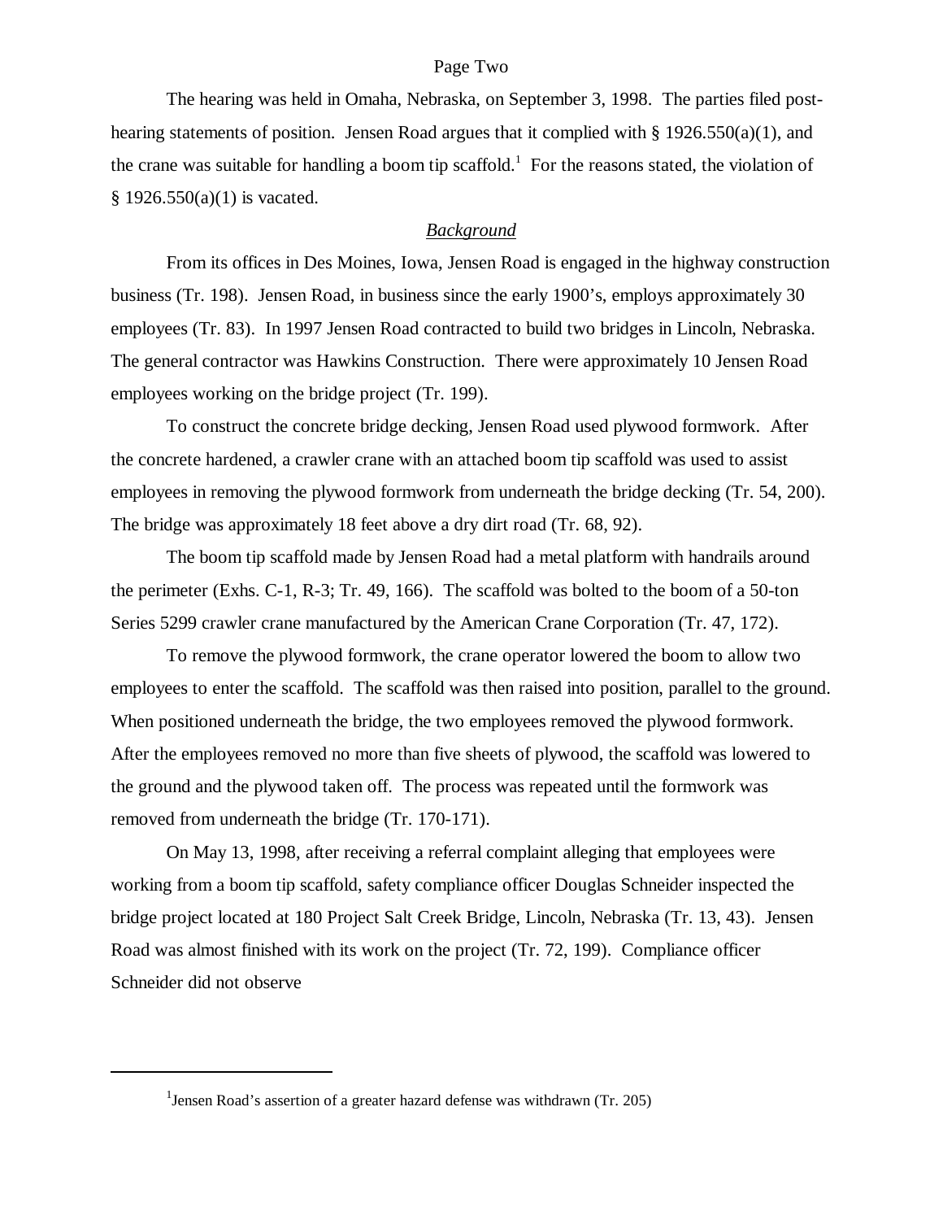The hearing was held in Omaha, Nebraska, on September 3, 1998. The parties filed post-hearing statements of position. Jensen Road argues that it complied with § 1926.550(a)(1), and the crane was suitable for handling a boom tip scaffold.[1] For the reasons stated, the violation of § 1926.550(a)(1) is vacated.

## *Background*

From its offices in Des Moines, Iowa, Jensen Road is engaged in the highway construction business (Tr. 198). Jensen Road, in business since the early 1900's, employs approximately 30 employees (Tr. 83). In 1997 Jensen Road contracted to build two bridges in Lincoln, Nebraska. The general contractor was Hawkins Construction. There were approximately 10 Jensen Road employees working on the bridge project (Tr. 199).

To construct the concrete bridge decking, Jensen Road used plywood formwork. After the concrete hardened, a crawler crane with an attached boom tip scaffold was used to assist employees in removing the plywood formwork from underneath the bridge decking (Tr. 54, 200). The bridge was approximately 18 feet above a dry dirt road (Tr. 68, 92).

The boom tip scaffold made by Jensen Road had a metal platform with handrails around the perimeter (Exhs. C-1, R-3; Tr. 49, 166). The scaffold was bolted to the boom of a 50-ton Series 5299 crawler crane manufactured by the American Crane Corporation (Tr. 47, 172).

To remove the plywood formwork, the crane operator lowered the boom to allow two employees to enter the scaffold. The scaffold was then raised into position, parallel to the ground. When positioned underneath the bridge, the two employees removed the plywood formwork. After the employees removed no more than five sheets of plywood, the scaffold was lowered to the ground and the plywood taken off. The process was repeated until the formwork was removed from underneath the bridge (Tr. 170-171).

On May 13, 1998, after receiving a referral complaint alleging that employees were working from a boom tip scaffold, safety compliance officer Douglas Schneider inspected the bridge project located at 180 Project Salt Creek Bridge, Lincoln, Nebraska (Tr. 13, 43). Jensen Road was almost finished with its work on the project (Tr. 72, 199). Compliance officer Schneider did not observe

---

[1] Jensen Road's assertion of a greater hazard defense was withdrawn (Tr. 205)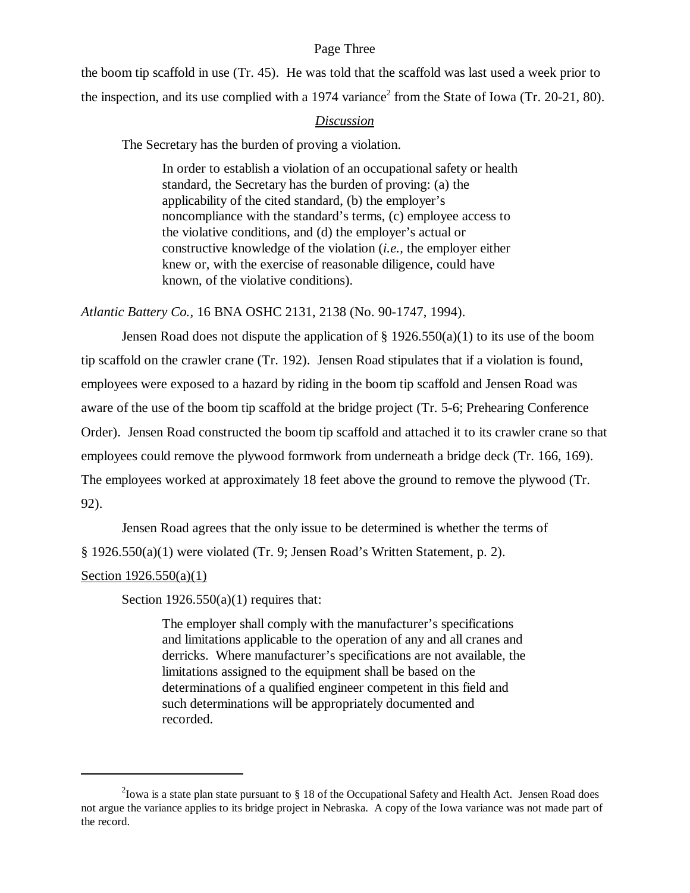the boom tip scaffold in use (Tr. 45). He was told that the scaffold was last used a week prior to the inspection, and its use complied with a 1974 variance[2] from the State of Iowa (Tr. 20-21, 80).

## *Discussion*

The Secretary has the burden of proving a violation.

> In order to establish a violation of an occupational safety or health standard, the Secretary has the burden of proving: (a) the applicability of the cited standard, (b) the employer's noncompliance with the standard's terms, (c) employee access to the violative conditions, and (d) the employer's actual or constructive knowledge of the violation (*i.e.*, the employer either knew or, with the exercise of reasonable diligence, could have known, of the violative conditions).

*Atlantic Battery Co.*, 16 BNA OSHC 2131, 2138 (No. 90-1747, 1994).

Jensen Road does not dispute the application of § 1926.550(a)(1) to its use of the boom tip scaffold on the crawler crane (Tr. 192). Jensen Road stipulates that if a violation is found, employees were exposed to a hazard by riding in the boom tip scaffold and Jensen Road was aware of the use of the boom tip scaffold at the bridge project (Tr. 5-6; Prehearing Conference Order). Jensen Road constructed the boom tip scaffold and attached it to its crawler crane so that employees could remove the plywood formwork from underneath a bridge deck (Tr. 166, 169). The employees worked at approximately 18 feet above the ground to remove the plywood (Tr. 92).

Jensen Road agrees that the only issue to be determined is whether the terms of § 1926.550(a)(1) were violated (Tr. 9; Jensen Road's Written Statement, p. 2).

### Section 1926.550(a)(1)

Section 1926.550(a)(1) requires that:

> The employer shall comply with the manufacturer's specifications and limitations applicable to the operation of any and all cranes and derricks. Where manufacturer's specifications are not available, the limitations assigned to the equipment shall be based on the determinations of a qualified engineer competent in this field and such determinations will be appropriately documented and recorded.

---

[2] Iowa is a state plan state pursuant to § 18 of the Occupational Safety and Health Act. Jensen Road does not argue the variance applies to its bridge project in Nebraska. A copy of the Iowa variance was not made part of the record.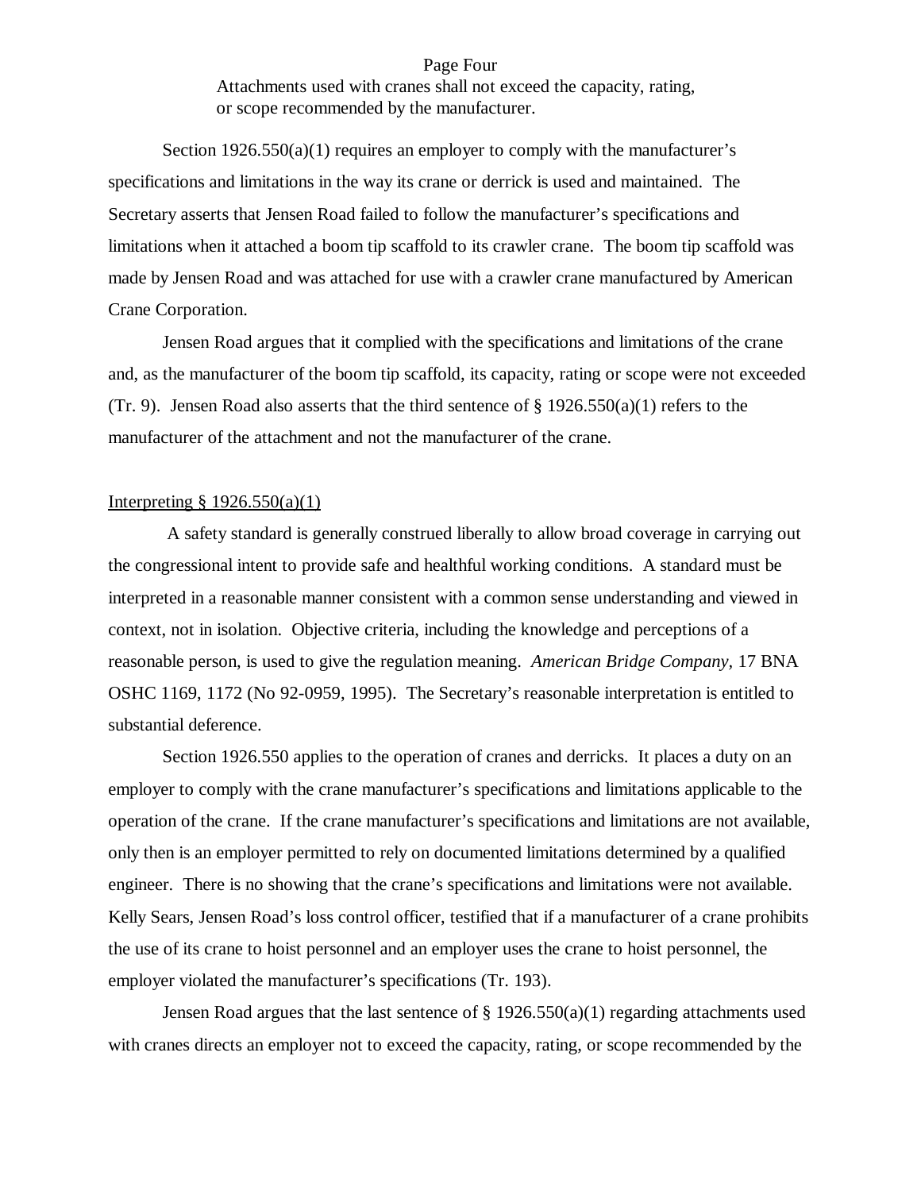Attachments used with cranes shall not exceed the capacity, rating, or scope recommended by the manufacturer.

Section 1926.550(a)(1) requires an employer to comply with the manufacturer's specifications and limitations in the way its crane or derrick is used and maintained. The Secretary asserts that Jensen Road failed to follow the manufacturer's specifications and limitations when it attached a boom tip scaffold to its crawler crane. The boom tip scaffold was made by Jensen Road and was attached for use with a crawler crane manufactured by American Crane Corporation.

Jensen Road argues that it complied with the specifications and limitations of the crane and, as the manufacturer of the boom tip scaffold, its capacity, rating or scope were not exceeded (Tr. 9). Jensen Road also asserts that the third sentence of § 1926.550(a)(1) refers to the manufacturer of the attachment and not the manufacturer of the crane.

Interpreting § 1926.550(a)(1)

A safety standard is generally construed liberally to allow broad coverage in carrying out the congressional intent to provide safe and healthful working conditions. A standard must be interpreted in a reasonable manner consistent with a common sense understanding and viewed in context, not in isolation. Objective criteria, including the knowledge and perceptions of a reasonable person, is used to give the regulation meaning. *American Bridge Company,* 17 BNA OSHC 1169, 1172 (No 92-0959, 1995). The Secretary's reasonable interpretation is entitled to substantial deference.

Section 1926.550 applies to the operation of cranes and derricks. It places a duty on an employer to comply with the crane manufacturer's specifications and limitations applicable to the operation of the crane. If the crane manufacturer's specifications and limitations are not available, only then is an employer permitted to rely on documented limitations determined by a qualified engineer. There is no showing that the crane's specifications and limitations were not available. Kelly Sears, Jensen Road's loss control officer, testified that if a manufacturer of a crane prohibits the use of its crane to hoist personnel and an employer uses the crane to hoist personnel, the employer violated the manufacturer's specifications (Tr. 193).

Jensen Road argues that the last sentence of § 1926.550(a)(1) regarding attachments used with cranes directs an employer not to exceed the capacity, rating, or scope recommended by the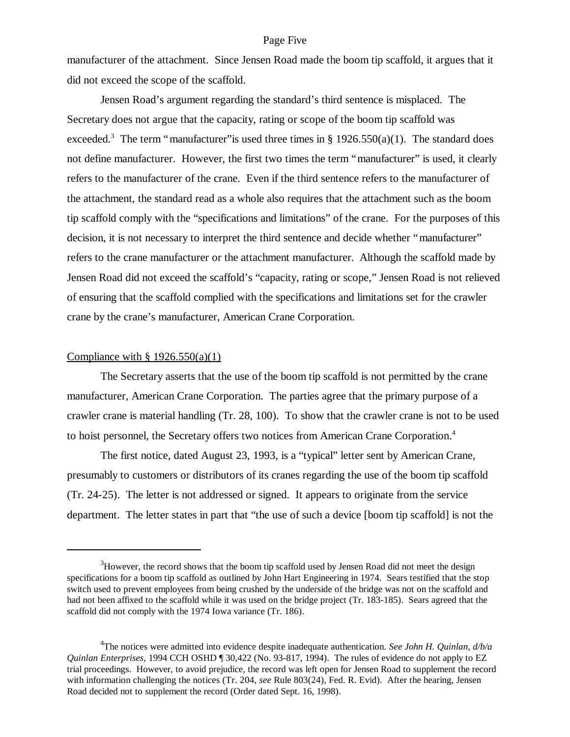manufacturer of the attachment. Since Jensen Road made the boom tip scaffold, it argues that it did not exceed the scope of the scaffold.

Jensen Road's argument regarding the standard's third sentence is misplaced. The Secretary does not argue that the capacity, rating or scope of the boom tip scaffold was exceeded.[3] The term "manufacturer" is used three times in § 1926.550(a)(1). The standard does not define manufacturer. However, the first two times the term "manufacturer" is used, it clearly refers to the manufacturer of the crane. Even if the third sentence refers to the manufacturer of the attachment, the standard read as a whole also requires that the attachment such as the boom tip scaffold comply with the "specifications and limitations" of the crane. For the purposes of this decision, it is not necessary to interpret the third sentence and decide whether "manufacturer" refers to the crane manufacturer or the attachment manufacturer. Although the scaffold made by Jensen Road did not exceed the scaffold's "capacity, rating or scope," Jensen Road is not relieved of ensuring that the scaffold complied with the specifications and limitations set for the crawler crane by the crane's manufacturer, American Crane Corporation.

<u>Compliance with § 1926.550(a)(1)</u>

The Secretary asserts that the use of the boom tip scaffold is not permitted by the crane manufacturer, American Crane Corporation. The parties agree that the primary purpose of a crawler crane is material handling (Tr. 28, 100). To show that the crawler crane is not to be used to hoist personnel, the Secretary offers two notices from American Crane Corporation.[4]

The first notice, dated August 23, 1993, is a "typical" letter sent by American Crane, presumably to customers or distributors of its cranes regarding the use of the boom tip scaffold (Tr. 24-25). The letter is not addressed or signed. It appears to originate from the service department. The letter states in part that "the use of such a device [boom tip scaffold] is not the

---

[3] However, the record shows that the boom tip scaffold used by Jensen Road did not meet the design specifications for a boom tip scaffold as outlined by John Hart Engineering in 1974. Sears testified that the stop switch used to prevent employees from being crushed by the underside of the bridge was not on the scaffold and had not been affixed to the scaffold while it was used on the bridge project (Tr. 183-185). Sears agreed that the scaffold did not comply with the 1974 Iowa variance (Tr. 186).

[4] The notices were admitted into evidence despite inadequate authentication. *See John H. Quinlan, d/b/a Quinlan Enterprises,* 1994 CCH OSHD ¶ 30,422 (No. 93-817, 1994). The rules of evidence do not apply to EZ trial proceedings. However, to avoid prejudice, the record was left open for Jensen Road to supplement the record with information challenging the notices (Tr. 204, *see* Rule 803(24), Fed. R. Evid). After the hearing, Jensen Road decided not to supplement the record (Order dated Sept. 16, 1998).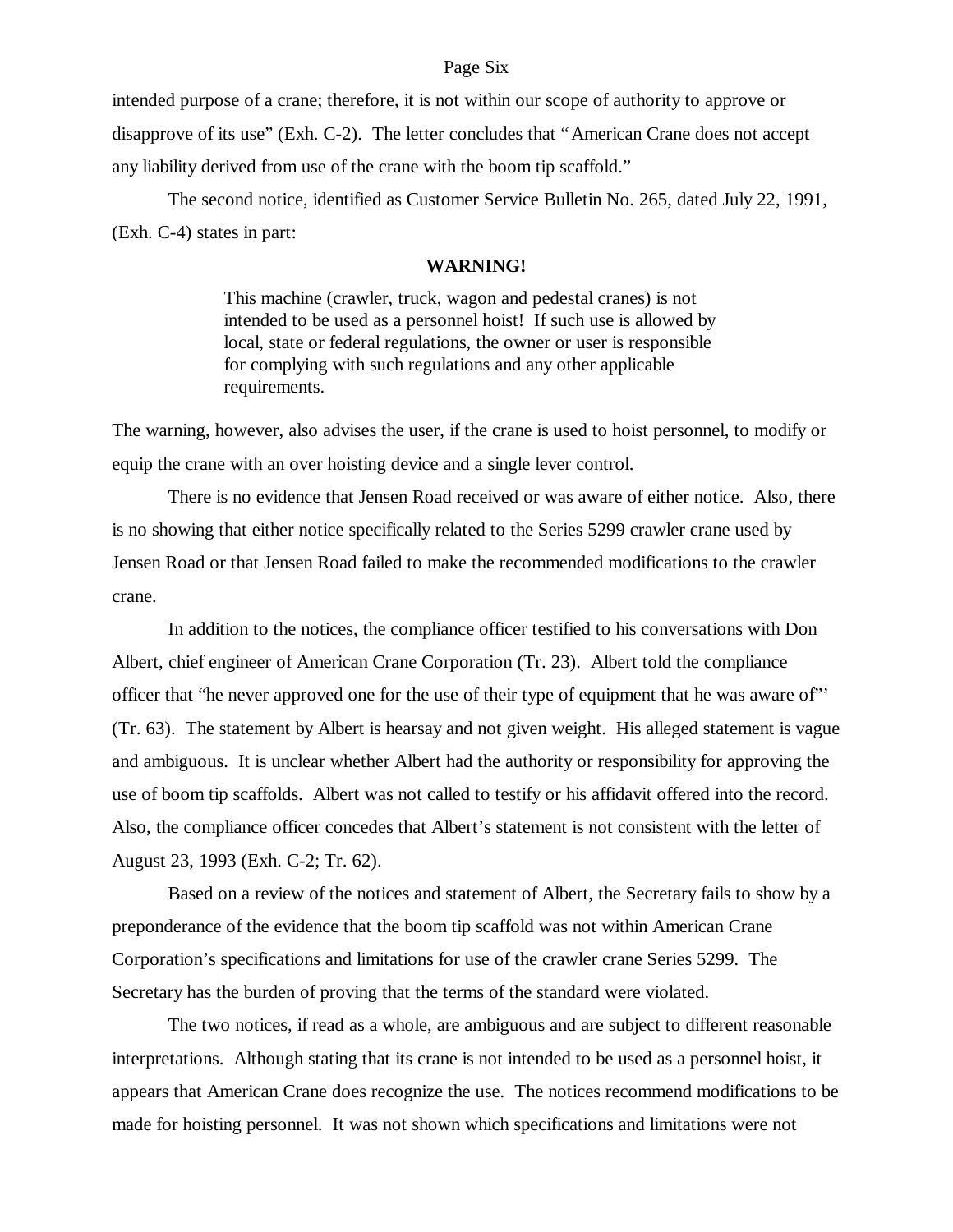intended purpose of a crane; therefore, it is not within our scope of authority to approve or disapprove of its use" (Exh. C-2). The letter concludes that "American Crane does not accept any liability derived from use of the crane with the boom tip scaffold."

The second notice, identified as Customer Service Bulletin No. 265, dated July 22, 1991, (Exh. C-4) states in part:

**WARNING!**

> This machine (crawler, truck, wagon and pedestal cranes) is not intended to be used as a personnel hoist! If such use is allowed by local, state or federal regulations, the owner or user is responsible for complying with such regulations and any other applicable requirements.

The warning, however, also advises the user, if the crane is used to hoist personnel, to modify or equip the crane with an over hoisting device and a single lever control.

There is no evidence that Jensen Road received or was aware of either notice. Also, there is no showing that either notice specifically related to the Series 5299 crawler crane used by Jensen Road or that Jensen Road failed to make the recommended modifications to the crawler crane.

In addition to the notices, the compliance officer testified to his conversations with Don Albert, chief engineer of American Crane Corporation (Tr. 23). Albert told the compliance officer that "he never approved one for the use of their type of equipment that he was aware of"' (Tr. 63). The statement by Albert is hearsay and not given weight. His alleged statement is vague and ambiguous. It is unclear whether Albert had the authority or responsibility for approving the use of boom tip scaffolds. Albert was not called to testify or his affidavit offered into the record. Also, the compliance officer concedes that Albert's statement is not consistent with the letter of August 23, 1993 (Exh. C-2; Tr. 62).

Based on a review of the notices and statement of Albert, the Secretary fails to show by a preponderance of the evidence that the boom tip scaffold was not within American Crane Corporation's specifications and limitations for use of the crawler crane Series 5299. The Secretary has the burden of proving that the terms of the standard were violated.

The two notices, if read as a whole, are ambiguous and are subject to different reasonable interpretations. Although stating that its crane is not intended to be used as a personnel hoist, it appears that American Crane does recognize the use. The notices recommend modifications to be made for hoisting personnel. It was not shown which specifications and limitations were not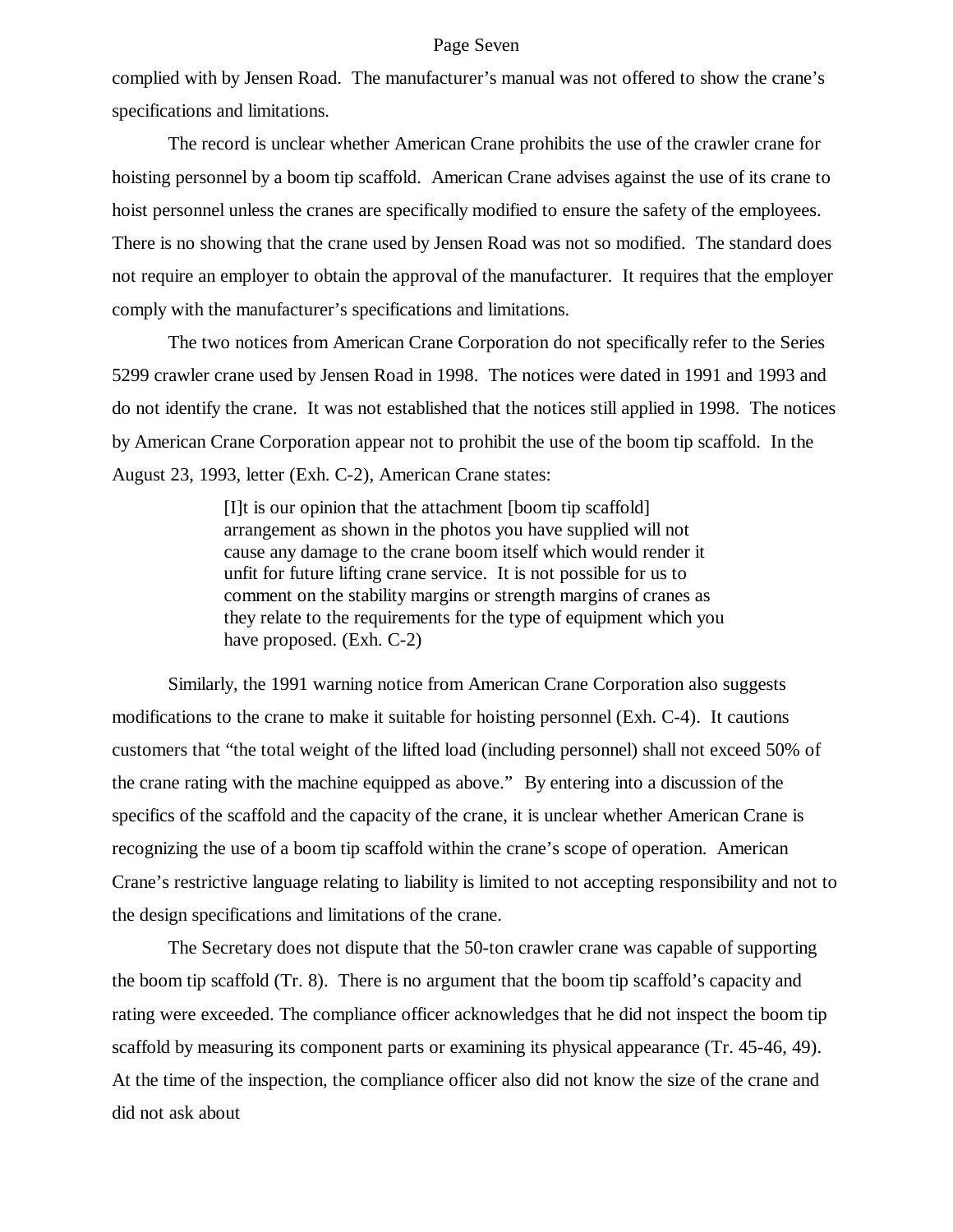complied with by Jensen Road. The manufacturer's manual was not offered to show the crane's specifications and limitations.

The record is unclear whether American Crane prohibits the use of the crawler crane for hoisting personnel by a boom tip scaffold. American Crane advises against the use of its crane to hoist personnel unless the cranes are specifically modified to ensure the safety of the employees. There is no showing that the crane used by Jensen Road was not so modified. The standard does not require an employer to obtain the approval of the manufacturer. It requires that the employer comply with the manufacturer's specifications and limitations.

The two notices from American Crane Corporation do not specifically refer to the Series 5299 crawler crane used by Jensen Road in 1998. The notices were dated in 1991 and 1993 and do not identify the crane. It was not established that the notices still applied in 1998. The notices by American Crane Corporation appear not to prohibit the use of the boom tip scaffold. In the August 23, 1993, letter (Exh. C-2), American Crane states:

> [I]t is our opinion that the attachment [boom tip scaffold] arrangement as shown in the photos you have supplied will not cause any damage to the crane boom itself which would render it unfit for future lifting crane service. It is not possible for us to comment on the stability margins or strength margins of cranes as they relate to the requirements for the type of equipment which you have proposed. (Exh. C-2)

Similarly, the 1991 warning notice from American Crane Corporation also suggests modifications to the crane to make it suitable for hoisting personnel (Exh. C-4). It cautions customers that "the total weight of the lifted load (including personnel) shall not exceed 50% of the crane rating with the machine equipped as above." By entering into a discussion of the specifics of the scaffold and the capacity of the crane, it is unclear whether American Crane is recognizing the use of a boom tip scaffold within the crane's scope of operation. American Crane's restrictive language relating to liability is limited to not accepting responsibility and not to the design specifications and limitations of the crane.

The Secretary does not dispute that the 50-ton crawler crane was capable of supporting the boom tip scaffold (Tr. 8). There is no argument that the boom tip scaffold's capacity and rating were exceeded. The compliance officer acknowledges that he did not inspect the boom tip scaffold by measuring its component parts or examining its physical appearance (Tr. 45-46, 49). At the time of the inspection, the compliance officer also did not know the size of the crane and did not ask about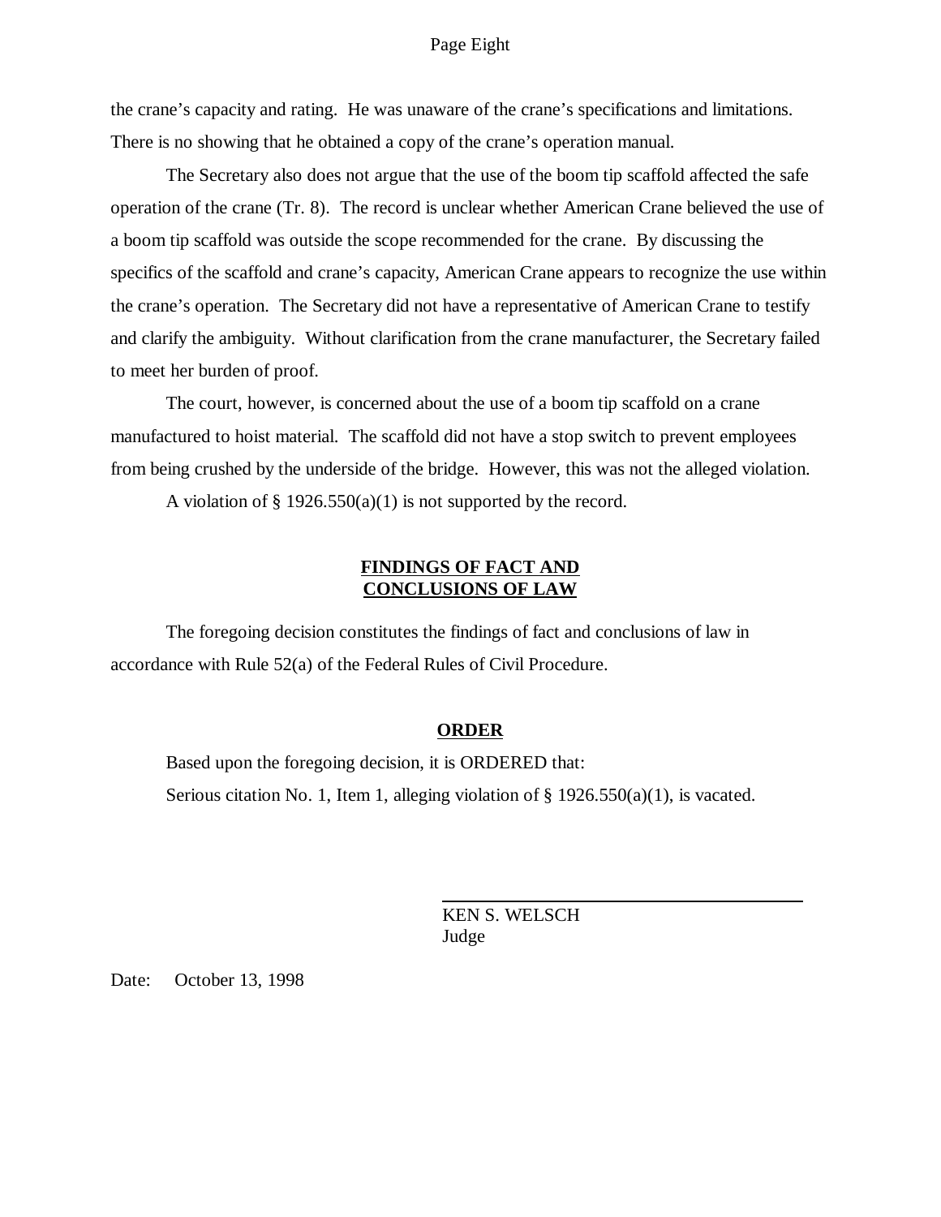the crane's capacity and rating. He was unaware of the crane's specifications and limitations. There is no showing that he obtained a copy of the crane's operation manual.

The Secretary also does not argue that the use of the boom tip scaffold affected the safe operation of the crane (Tr. 8). The record is unclear whether American Crane believed the use of a boom tip scaffold was outside the scope recommended for the crane. By discussing the specifics of the scaffold and crane's capacity, American Crane appears to recognize the use within the crane's operation. The Secretary did not have a representative of American Crane to testify and clarify the ambiguity. Without clarification from the crane manufacturer, the Secretary failed to meet her burden of proof.

The court, however, is concerned about the use of a boom tip scaffold on a crane manufactured to hoist material. The scaffold did not have a stop switch to prevent employees from being crushed by the underside of the bridge. However, this was not the alleged violation.

A violation of § 1926.550(a)(1) is not supported by the record.

## **FINDINGS OF FACT AND CONCLUSIONS OF LAW**

The foregoing decision constitutes the findings of fact and conclusions of law in accordance with Rule 52(a) of the Federal Rules of Civil Procedure.

## **ORDER**

Based upon the foregoing decision, it is ORDERED that:

Serious citation No. 1, Item 1, alleging violation of § 1926.550(a)(1), is vacated.

KEN S. WELSCH
Judge

Date: October 13, 1998